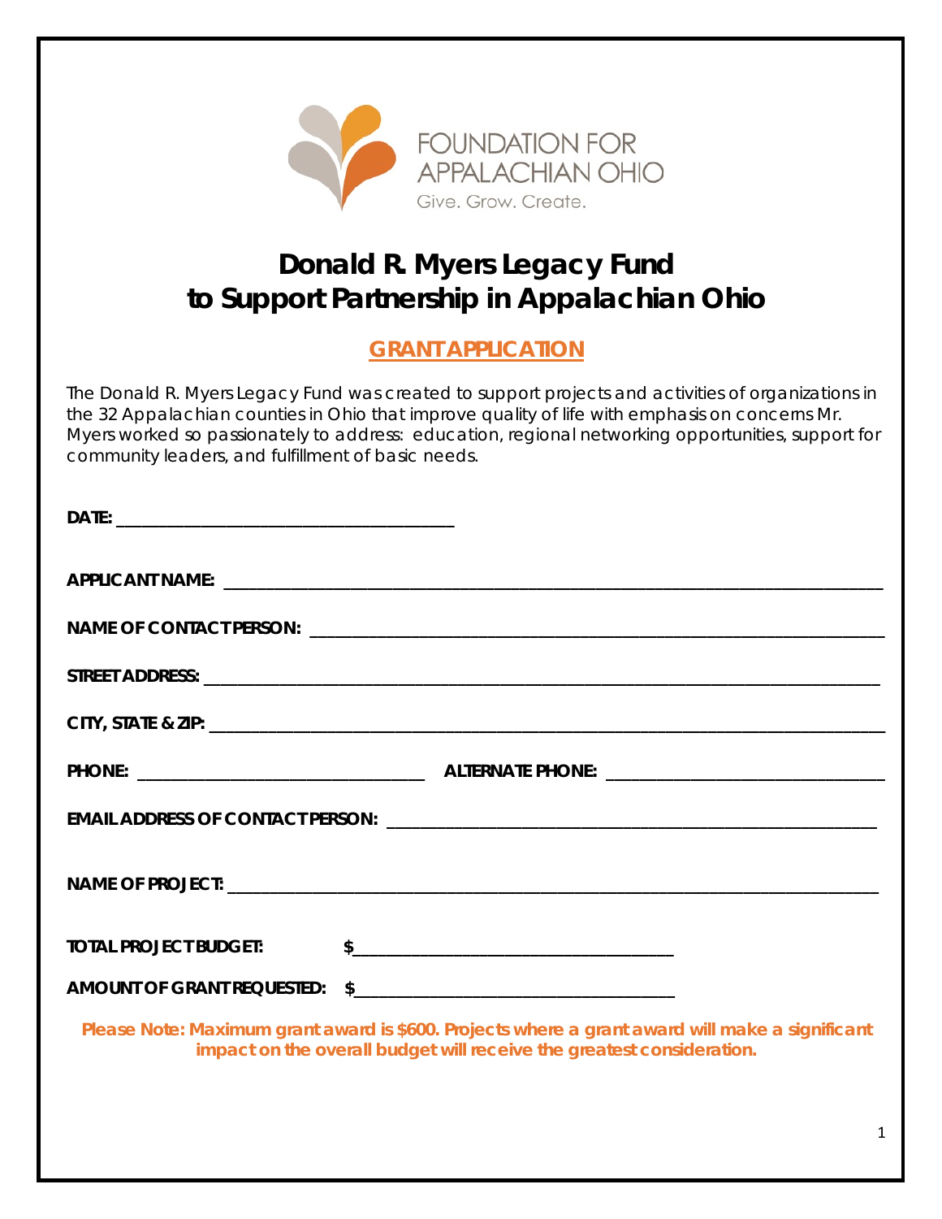FOUNDATION FOR APPALACHIAN OHIO

Give. Grow. Create.

# Donald R. Myers Legacy Fund to Support Partnership in Appalachian Ohio

## GRANT APPLICATION

The Donald R. Myers Legacy Fund was created to support projects and activities of organizations in the 32 Appalachian counties in Ohio that improve quality of life with emphasis on concerns Mr. Myers worked so passionately to address: education, regional networking opportunities, support for community leaders, and fulfillment of basic needs.

**DATE:** ______________________________

**APPLICANT NAME:** ______________________________

**NAME OF CONTACT PERSON:** ______________________________

**STREET ADDRESS:** ______________________________

**CITY, STATE & ZIP:** ______________________________

**PHONE:** ______________________________ **ALTERNATE PHONE:** ______________________________

**EMAIL ADDRESS OF CONTACT PERSON:** ______________________________

**NAME OF PROJECT:** ______________________________

**TOTAL PROJECT BUDGET:** $______________________________

**AMOUNT OF GRANT REQUESTED:** $______________________________

**Please Note: Maximum grant award is $600. Projects where a grant award will make a significant impact on the overall budget will receive the greatest consideration.**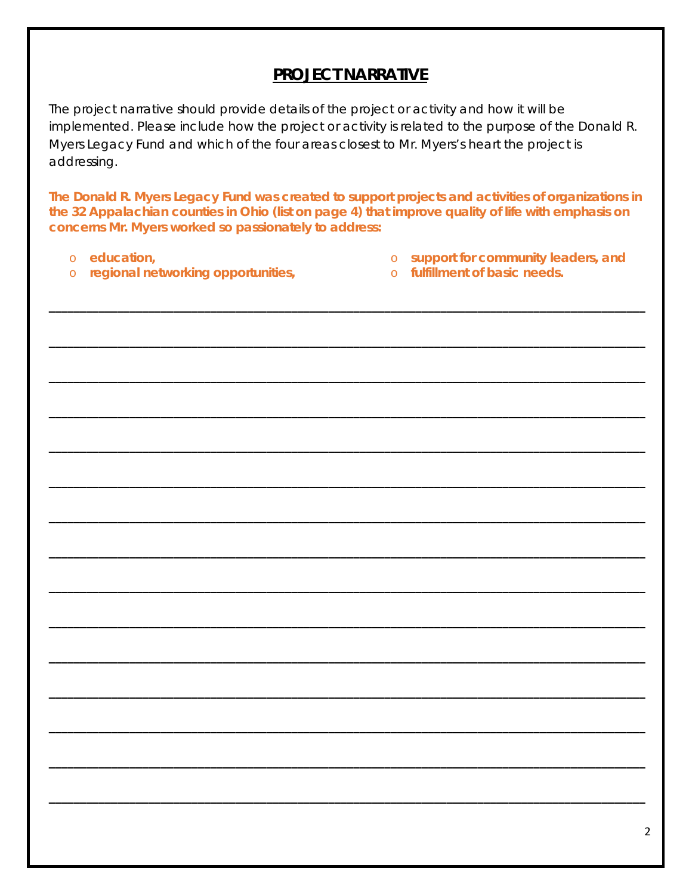## PROJECT NARRATIVE

The project narrative should provide details of the project or activity and how it will be implemented. Please include how the project or activity is related to the purpose of the Donald R. Myers Legacy Fund and which of the four areas closest to Mr. Myers's heart the project is addressing.

**The Donald R. Myers Legacy Fund was created to support projects and activities of organizations in the 32 Appalachian counties in Ohio (list on page 4) that improve quality of life with emphasis on concerns Mr. Myers worked so passionately to address:**

- **education,**
- **regional networking opportunities,**
- **support for community leaders, and**
- **fulfillment of basic needs.**

________________________________________________________________________________

________________________________________________________________________________

________________________________________________________________________________

________________________________________________________________________________

________________________________________________________________________________

________________________________________________________________________________

________________________________________________________________________________

________________________________________________________________________________

________________________________________________________________________________

________________________________________________________________________________

________________________________________________________________________________

________________________________________________________________________________

________________________________________________________________________________

________________________________________________________________________________

________________________________________________________________________________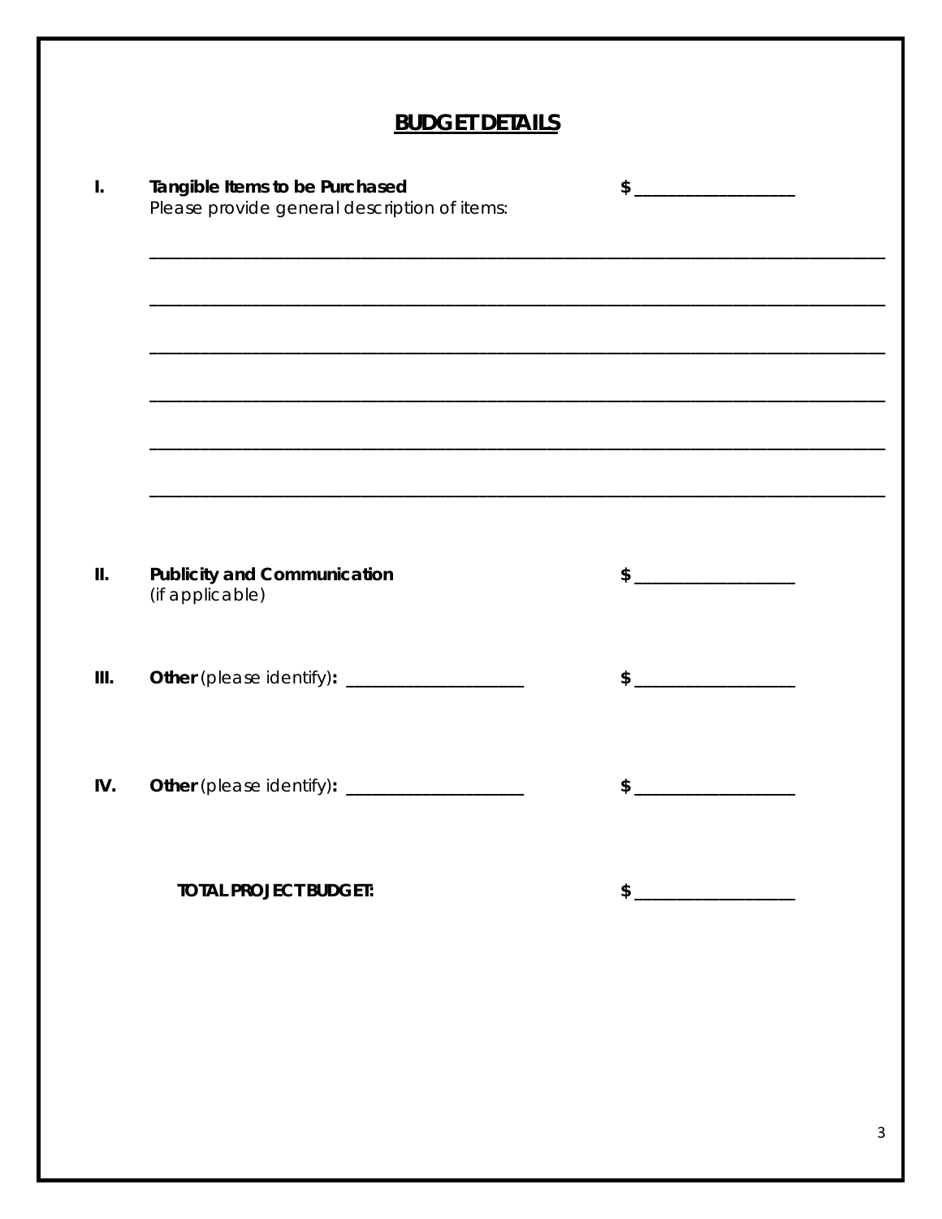## BUDGET DETAILS

**I. Tangible Items to be Purchased** $ ____________________

Please provide general description of items:

_______________________________________________________________________________

_______________________________________________________________________________

_______________________________________________________________________________

_______________________________________________________________________________

_______________________________________________________________________________

_______________________________________________________________________________

**II. Publicity and Communication** $ ____________________

(if applicable)

**III. Other** (please identify)**:** ______________________ $ ____________________

**IV. Other** (please identify)**:** ______________________ $ ____________________

**TOTAL PROJECT BUDGET:** $ ____________________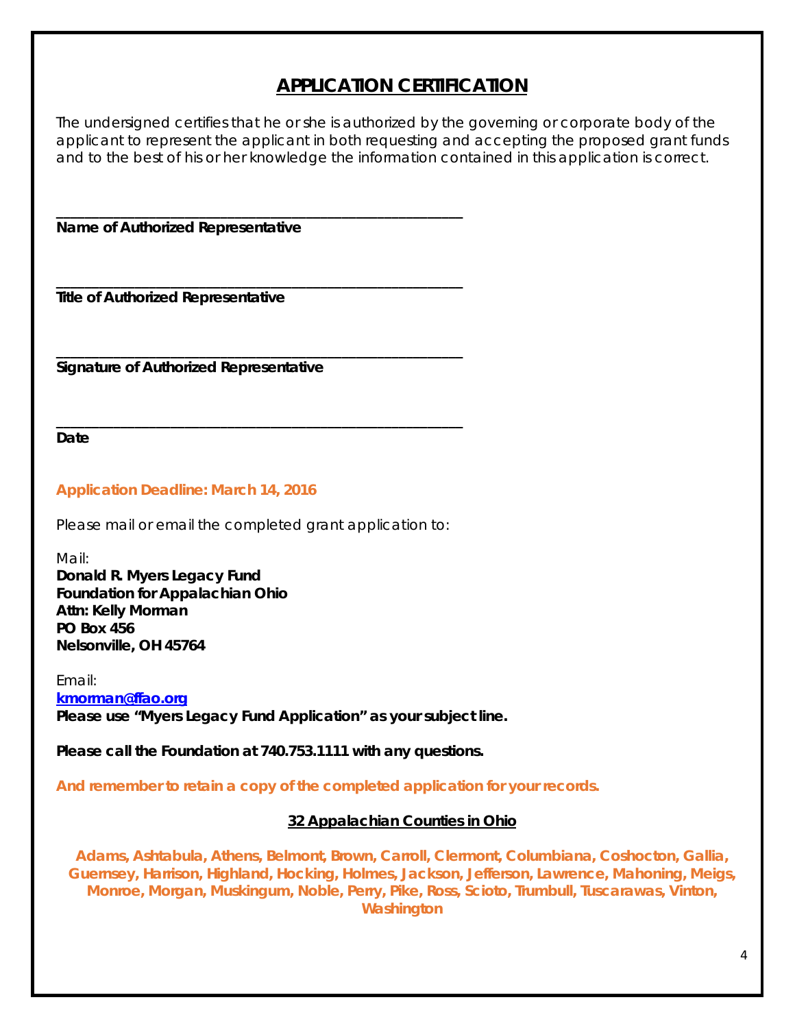# APPLICATION CERTIFICATION

The undersigned certifies that he or she is authorized by the governing or corporate body of the applicant to represent the applicant in both requesting and accepting the proposed grant funds and to the best of his or her knowledge the information contained in this application is correct.

\_\_\_\_\_\_\_\_\_\_\_\_\_\_\_\_\_\_\_\_\_\_\_\_\_\_\_\_\_\_\_\_\_\_\_\_\_\_\_\_\_\_\_\_\_\_\_\_\_\_\_\_\_\_\_

**Name of Authorized Representative**

\_\_\_\_\_\_\_\_\_\_\_\_\_\_\_\_\_\_\_\_\_\_\_\_\_\_\_\_\_\_\_\_\_\_\_\_\_\_\_\_\_\_\_\_\_\_\_\_\_\_\_\_\_\_\_

**Title of Authorized Representative**

\_\_\_\_\_\_\_\_\_\_\_\_\_\_\_\_\_\_\_\_\_\_\_\_\_\_\_\_\_\_\_\_\_\_\_\_\_\_\_\_\_\_\_\_\_\_\_\_\_\_\_\_\_\_\_

**Signature of Authorized Representative**

\_\_\_\_\_\_\_\_\_\_\_\_\_\_\_\_\_\_\_\_\_\_\_\_\_\_\_\_\_\_\_\_\_\_\_\_\_\_\_\_\_\_\_\_\_\_\_\_\_\_\_\_\_\_\_

**Date**

**Application Deadline: March 14, 2016**

Please mail or email the completed grant application to:

Mail:  
**Donald R. Myers Legacy Fund**  
**Foundation for Appalachian Ohio**  
**Attn: Kelly Morman**  
**PO Box 456**  
**Nelsonville, OH 45764**

Email:  
**kmorman@ffao.org**  
**Please use "Myers Legacy Fund Application" as your subject line.**

**Please call the Foundation at 740.753.1111 with any questions.**

**And remember to retain a copy of the completed application for your records.**

**32 Appalachian Counties in Ohio**

**Adams, Ashtabula, Athens, Belmont, Brown, Carroll, Clermont, Columbiana, Coshocton, Gallia, Guernsey, Harrison, Highland, Hocking, Holmes, Jackson, Jefferson, Lawrence, Mahoning, Meigs, Monroe, Morgan, Muskingum, Noble, Perry, Pike, Ross, Scioto, Trumbull, Tuscarawas, Vinton, Washington**